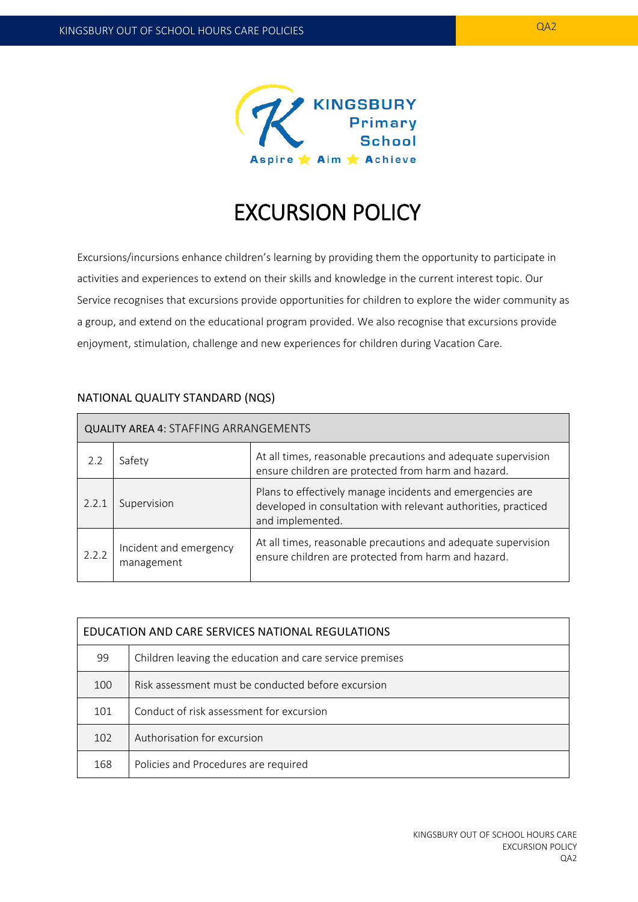# EXCURSION POLICY

Excursions/incursions enhance children's learning by providing them the opportunity to participate in activities and experiences to extend on their skills and knowledge in the current interest topic. Our Service recognises that excursions provide opportunities for children to explore the wider community as a group, and extend on the educational program provided. We also recognise that excursions provide enjoyment, stimulation, challenge and new experiences for children during Vacation Care.

## NATIONAL QUALITY STANDARD (NQS)

| QUALITY AREA 4: STAFFING ARRANGEMENTS | | |
|---|---|---|
| 2.2 | Safety | At all times, reasonable precautions and adequate supervision ensure children are protected from harm and hazard. |
| 2.2.1 | Supervision | Plans to effectively manage incidents and emergencies are developed in consultation with relevant authorities, practiced and implemented. |
| 2.2.2 | Incident and emergency management | At all times, reasonable precautions and adequate supervision ensure children are protected from harm and hazard. |

| EDUCATION AND CARE SERVICES NATIONAL REGULATIONS | |
|---|---|
| 99 | Children leaving the education and care service premises |
| 100 | Risk assessment must be conducted before excursion |
| 101 | Conduct of risk assessment for excursion |
| 102 | Authorisation for excursion |
| 168 | Policies and Procedures are required |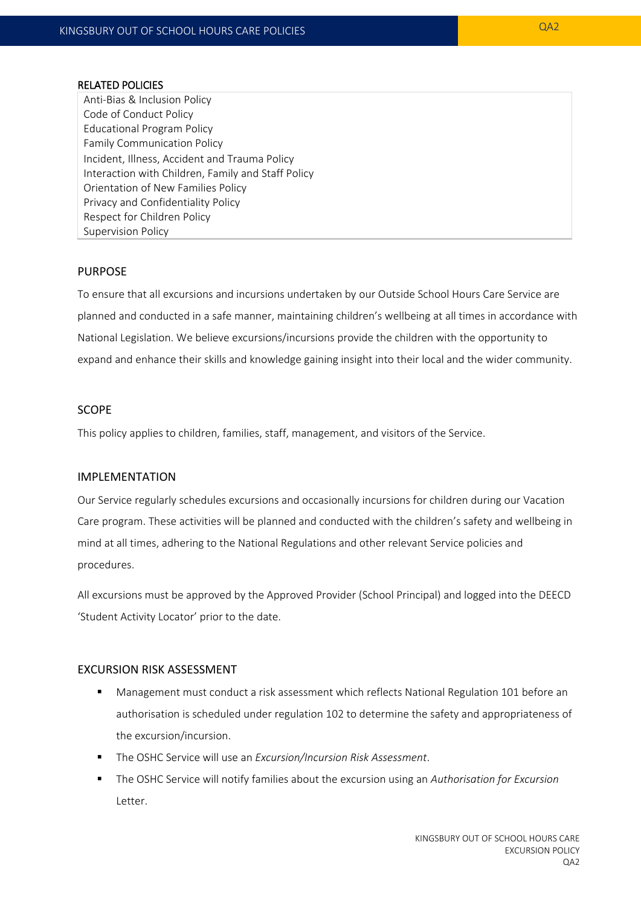## RELATED POLICIES

| |
|---|
| Anti-Bias & Inclusion Policy<br>Code of Conduct Policy<br>Educational Program Policy<br>Family Communication Policy<br>Incident, Illness, Accident and Trauma Policy<br>Interaction with Children, Family and Staff Policy<br>Orientation of New Families Policy<br>Privacy and Confidentiality Policy<br>Respect for Children Policy<br>Supervision Policy |

## PURPOSE

To ensure that all excursions and incursions undertaken by our Outside School Hours Care Service are planned and conducted in a safe manner, maintaining children's wellbeing at all times in accordance with National Legislation. We believe excursions/incursions provide the children with the opportunity to expand and enhance their skills and knowledge gaining insight into their local and the wider community.

## SCOPE

This policy applies to children, families, staff, management, and visitors of the Service.

## IMPLEMENTATION

Our Service regularly schedules excursions and occasionally incursions for children during our Vacation Care program. These activities will be planned and conducted with the children's safety and wellbeing in mind at all times, adhering to the National Regulations and other relevant Service policies and procedures.

All excursions must be approved by the Approved Provider (School Principal) and logged into the DEECD 'Student Activity Locator' prior to the date.

## EXCURSION RISK ASSESSMENT

- Management must conduct a risk assessment which reflects National Regulation 101 before an authorisation is scheduled under regulation 102 to determine the safety and appropriateness of the excursion/incursion.
- The OSHC Service will use an *Excursion/Incursion Risk Assessment*.
- The OSHC Service will notify families about the excursion using an *Authorisation for Excursion* Letter.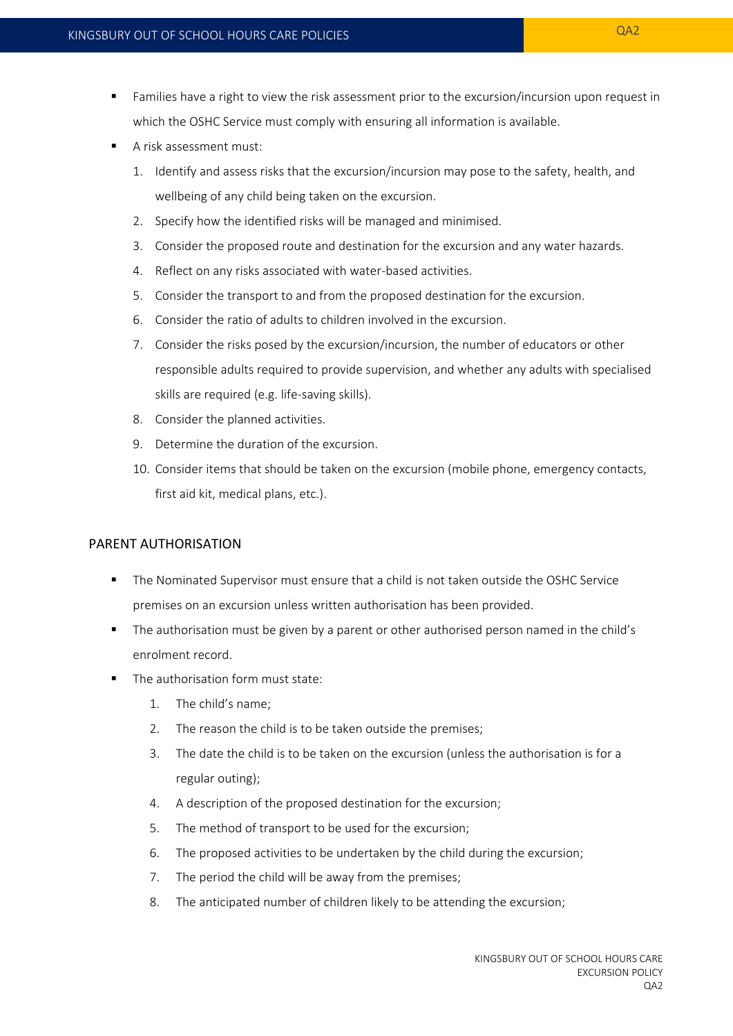- Families have a right to view the risk assessment prior to the excursion/incursion upon request in which the OSHC Service must comply with ensuring all information is available.
- A risk assessment must:
  1. Identify and assess risks that the excursion/incursion may pose to the safety, health, and wellbeing of any child being taken on the excursion.
  2. Specify how the identified risks will be managed and minimised.
  3. Consider the proposed route and destination for the excursion and any water hazards.
  4. Reflect on any risks associated with water-based activities.
  5. Consider the transport to and from the proposed destination for the excursion.
  6. Consider the ratio of adults to children involved in the excursion.
  7. Consider the risks posed by the excursion/incursion, the number of educators or other responsible adults required to provide supervision, and whether any adults with specialised skills are required (e.g. life-saving skills).
  8. Consider the planned activities.
  9. Determine the duration of the excursion.
  10. Consider items that should be taken on the excursion (mobile phone, emergency contacts, first aid kit, medical plans, etc.).

## PARENT AUTHORISATION

- The Nominated Supervisor must ensure that a child is not taken outside the OSHC Service premises on an excursion unless written authorisation has been provided.
- The authorisation must be given by a parent or other authorised person named in the child's enrolment record.
- The authorisation form must state:
  1. The child's name;
  2. The reason the child is to be taken outside the premises;
  3. The date the child is to be taken on the excursion (unless the authorisation is for a regular outing);
  4. A description of the proposed destination for the excursion;
  5. The method of transport to be used for the excursion;
  6. The proposed activities to be undertaken by the child during the excursion;
  7. The period the child will be away from the premises;
  8. The anticipated number of children likely to be attending the excursion;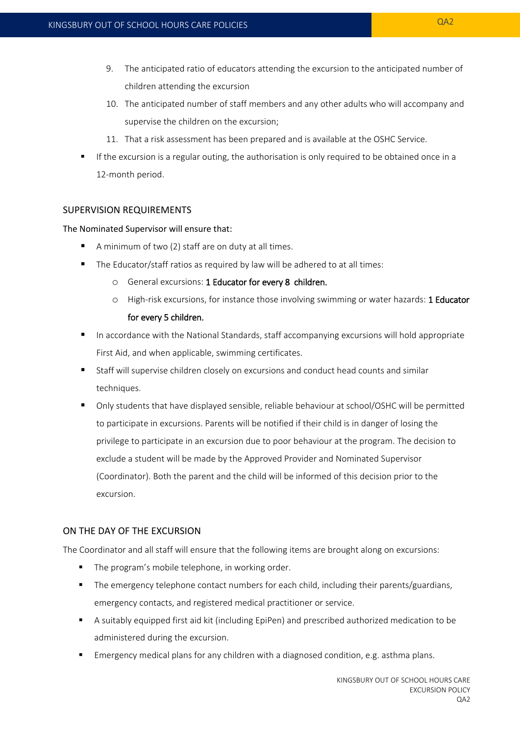9. The anticipated ratio of educators attending the excursion to the anticipated number of children attending the excursion
10. The anticipated number of staff members and any other adults who will accompany and supervise the children on the excursion;
11. That a risk assessment has been prepared and is available at the OSHC Service.

- If the excursion is a regular outing, the authorisation is only required to be obtained once in a 12-month period.

## SUPERVISION REQUIREMENTS

The Nominated Supervisor will ensure that:

- A minimum of two (2) staff are on duty at all times.
- The Educator/staff ratios as required by law will be adhered to at all times:
  - General excursions: **1 Educator for every 8 children.**
  - High-risk excursions, for instance those involving swimming or water hazards: **1 Educator for every 5 children.**
- In accordance with the National Standards, staff accompanying excursions will hold appropriate First Aid, and when applicable, swimming certificates.
- Staff will supervise children closely on excursions and conduct head counts and similar techniques.
- Only students that have displayed sensible, reliable behaviour at school/OSHC will be permitted to participate in excursions. Parents will be notified if their child is in danger of losing the privilege to participate in an excursion due to poor behaviour at the program. The decision to exclude a student will be made by the Approved Provider and Nominated Supervisor (Coordinator). Both the parent and the child will be informed of this decision prior to the excursion.

## ON THE DAY OF THE EXCURSION

The Coordinator and all staff will ensure that the following items are brought along on excursions:

- The program's mobile telephone, in working order.
- The emergency telephone contact numbers for each child, including their parents/guardians, emergency contacts, and registered medical practitioner or service.
- A suitably equipped first aid kit (including EpiPen) and prescribed authorized medication to be administered during the excursion.
- Emergency medical plans for any children with a diagnosed condition, e.g. asthma plans.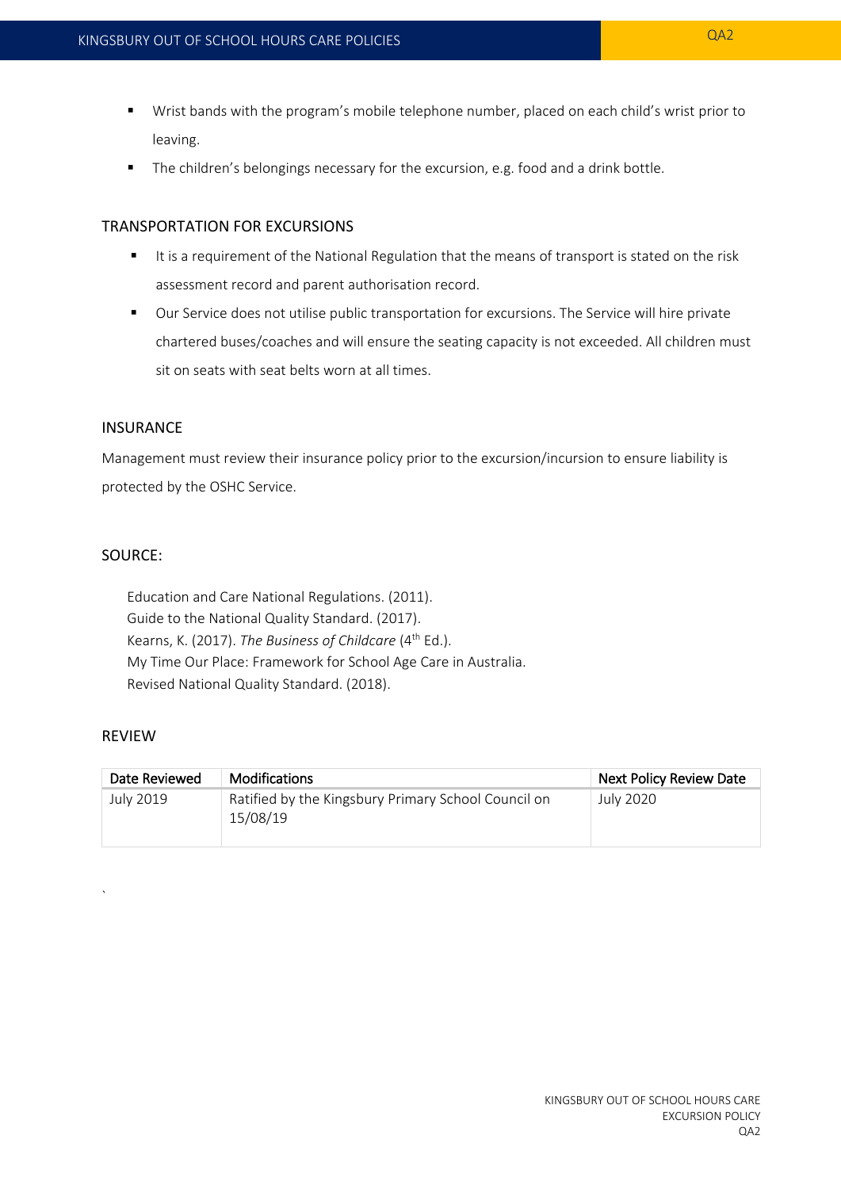- Wrist bands with the program's mobile telephone number, placed on each child's wrist prior to leaving.
- The children's belongings necessary for the excursion, e.g. food and a drink bottle.

## TRANSPORTATION FOR EXCURSIONS

- It is a requirement of the National Regulation that the means of transport is stated on the risk assessment record and parent authorisation record.
- Our Service does not utilise public transportation for excursions. The Service will hire private chartered buses/coaches and will ensure the seating capacity is not exceeded. All children must sit on seats with seat belts worn at all times.

## INSURANCE

Management must review their insurance policy prior to the excursion/incursion to ensure liability is protected by the OSHC Service.

## SOURCE:

Education and Care National Regulations. (2011).
Guide to the National Quality Standard. (2017).
Kearns, K. (2017). *The Business of Childcare* (4th Ed.).
My Time Our Place: Framework for School Age Care in Australia.
Revised National Quality Standard. (2018).

## REVIEW

| Date Reviewed | Modifications | Next Policy Review Date |
|---|---|---|
| July 2019 | Ratified by the Kingsbury Primary School Council on 15/08/19 | July 2020 |